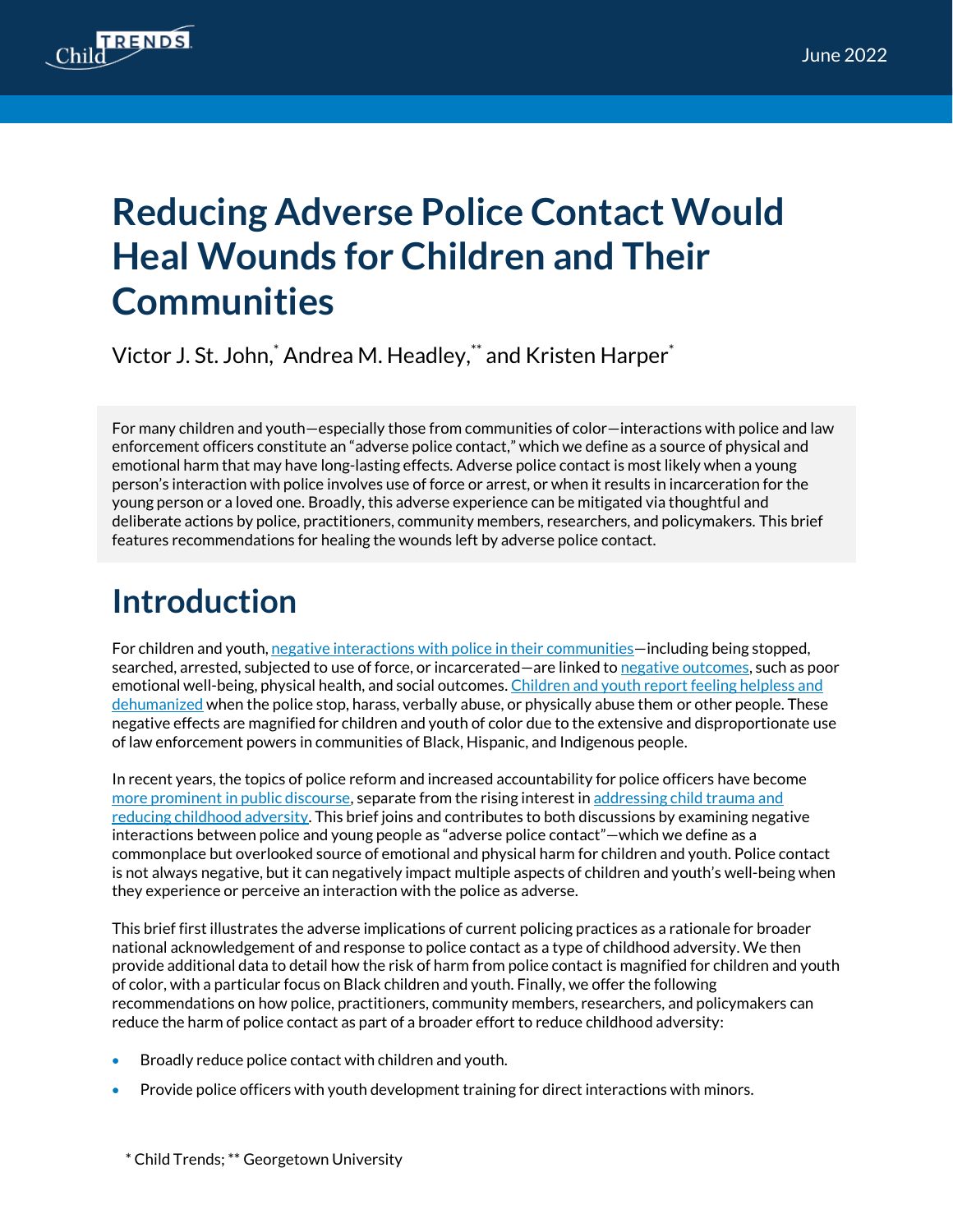# Reducing Adverse Police Contact Would Heal Wounds for Children and Their Communities

Victor J. St. John,[*] Andrea M. Headley,[**] and Kristen Harper[*]

For many children and youth—especially those from communities of color—interactions with police and law enforcement officers constitute an "adverse police contact," which we define as a source of physical and emotional harm that may have long-lasting effects. Adverse police contact is most likely when a young person's interaction with police involves use of force or arrest, or when it results in incarceration for the young person or a loved one. Broadly, this adverse experience can be mitigated via thoughtful and deliberate actions by police, practitioners, community members, researchers, and policymakers. This brief features recommendations for healing the wounds left by adverse police contact.

## Introduction

For children and youth, negative interactions with police in their communities—including being stopped, searched, arrested, subjected to use of force, or incarcerated—are linked to negative outcomes, such as poor emotional well-being, physical health, and social outcomes. Children and youth report feeling helpless and dehumanized when the police stop, harass, verbally abuse, or physically abuse them or other people. These negative effects are magnified for children and youth of color due to the extensive and disproportionate use of law enforcement powers in communities of Black, Hispanic, and Indigenous people.

In recent years, the topics of police reform and increased accountability for police officers have become more prominent in public discourse, separate from the rising interest in addressing child trauma and reducing childhood adversity. This brief joins and contributes to both discussions by examining negative interactions between police and young people as "adverse police contact"—which we define as a commonplace but overlooked source of emotional and physical harm for children and youth. Police contact is not always negative, but it can negatively impact multiple aspects of children and youth's well-being when they experience or perceive an interaction with the police as adverse.

This brief first illustrates the adverse implications of current policing practices as a rationale for broader national acknowledgement of and response to police contact as a type of childhood adversity. We then provide additional data to detail how the risk of harm from police contact is magnified for children and youth of color, with a particular focus on Black children and youth. Finally, we offer the following recommendations on how police, practitioners, community members, researchers, and policymakers can reduce the harm of police contact as part of a broader effort to reduce childhood adversity:

- Broadly reduce police contact with children and youth.
- Provide police officers with youth development training for direct interactions with minors.

[*] Child Trends; [**] Georgetown University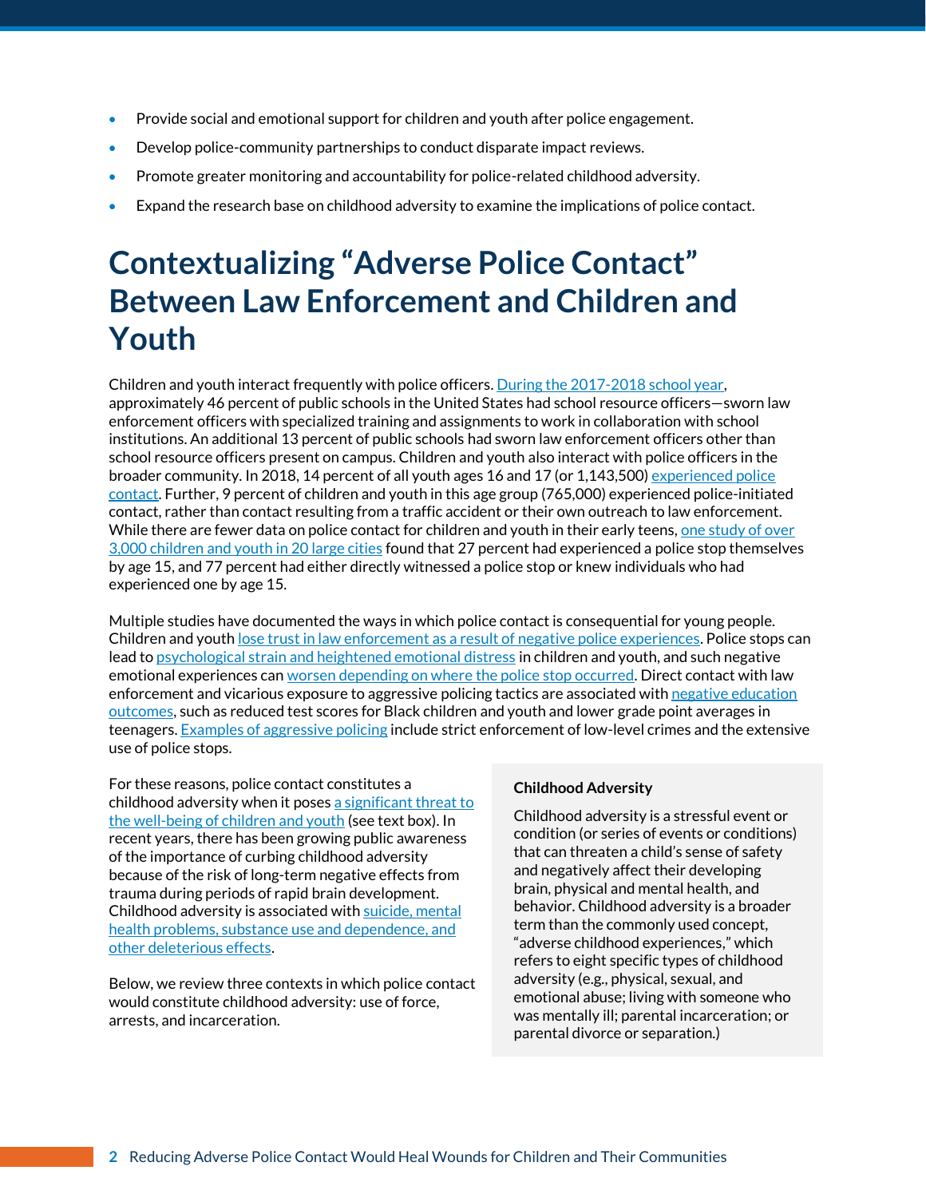- Provide social and emotional support for children and youth after police engagement.
- Develop police-community partnerships to conduct disparate impact reviews.
- Promote greater monitoring and accountability for police-related childhood adversity.
- Expand the research base on childhood adversity to examine the implications of police contact.

# Contextualizing "Adverse Police Contact" Between Law Enforcement and Children and Youth

Children and youth interact frequently with police officers. During the 2017-2018 school year, approximately 46 percent of public schools in the United States had school resource officers—sworn law enforcement officers with specialized training and assignments to work in collaboration with school institutions. An additional 13 percent of public schools had sworn law enforcement officers other than school resource officers present on campus. Children and youth also interact with police officers in the broader community. In 2018, 14 percent of all youth ages 16 and 17 (or 1,143,500) experienced police contact. Further, 9 percent of children and youth in this age group (765,000) experienced police-initiated contact, rather than contact resulting from a traffic accident or their own outreach to law enforcement. While there are fewer data on police contact for children and youth in their early teens, one study of over 3,000 children and youth in 20 large cities found that 27 percent had experienced a police stop themselves by age 15, and 77 percent had either directly witnessed a police stop or knew individuals who had experienced one by age 15.

Multiple studies have documented the ways in which police contact is consequential for young people. Children and youth lose trust in law enforcement as a result of negative police experiences. Police stops can lead to psychological strain and heightened emotional distress in children and youth, and such negative emotional experiences can worsen depending on where the police stop occurred. Direct contact with law enforcement and vicarious exposure to aggressive policing tactics are associated with negative education outcomes, such as reduced test scores for Black children and youth and lower grade point averages in teenagers. Examples of aggressive policing include strict enforcement of low-level crimes and the extensive use of police stops.

For these reasons, police contact constitutes a childhood adversity when it poses a significant threat to the well-being of children and youth (see text box). In recent years, there has been growing public awareness of the importance of curbing childhood adversity because of the risk of long-term negative effects from trauma during periods of rapid brain development. Childhood adversity is associated with suicide, mental health problems, substance use and dependence, and other deleterious effects.

Below, we review three contexts in which police contact would constitute childhood adversity: use of force, arrests, and incarceration.

**Childhood Adversity**

Childhood adversity is a stressful event or condition (or series of events or conditions) that can threaten a child's sense of safety and negatively affect their developing brain, physical and mental health, and behavior. Childhood adversity is a broader term than the commonly used concept, "adverse childhood experiences," which refers to eight specific types of childhood adversity (e.g., physical, sexual, and emotional abuse; living with someone who was mentally ill; parental incarceration; or parental divorce or separation.)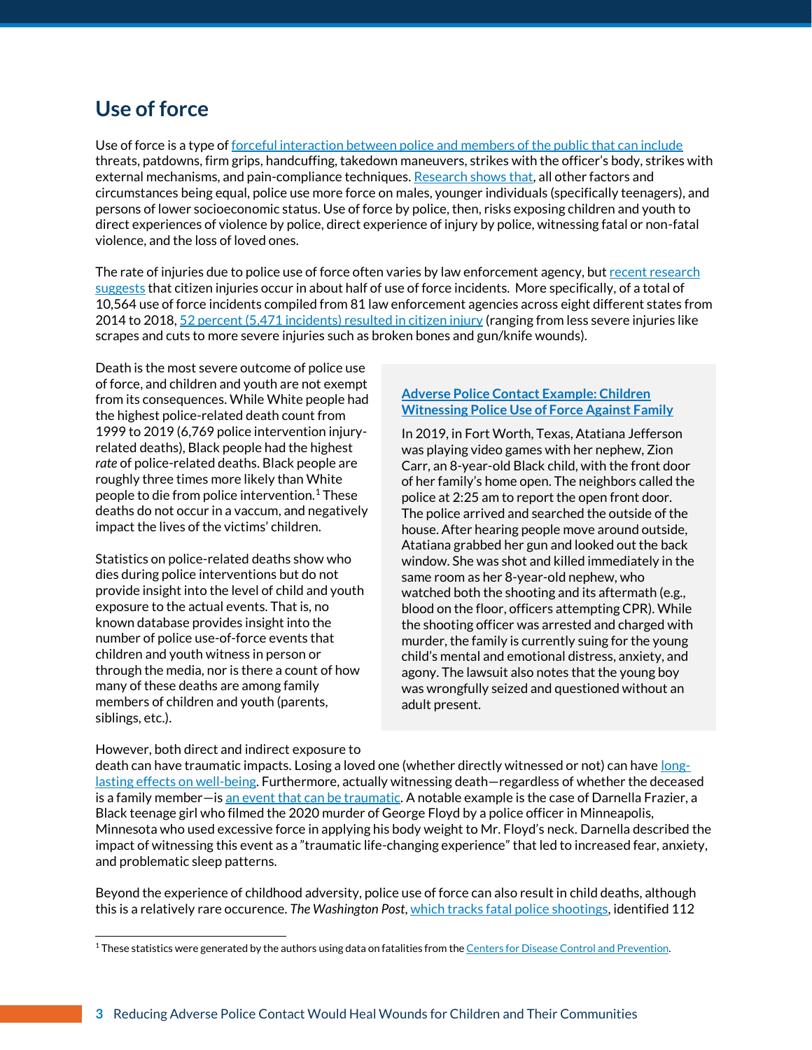## Use of force

Use of force is a type of forceful interaction between police and members of the public that can include threats, patdowns, firm grips, handcuffing, takedown maneuvers, strikes with the officer's body, strikes with external mechanisms, and pain-compliance techniques. Research shows that, all other factors and circumstances being equal, police use more force on males, younger individuals (specifically teenagers), and persons of lower socioeconomic status. Use of force by police, then, risks exposing children and youth to direct experiences of violence by police, direct experience of injury by police, witnessing fatal or non-fatal violence, and the loss of loved ones.

The rate of injuries due to police use of force often varies by law enforcement agency, but recent research suggests that citizen injuries occur in about half of use of force incidents. More specifically, of a total of 10,564 use of force incidents compiled from 81 law enforcement agencies across eight different states from 2014 to 2018, 52 percent (5,471 incidents) resulted in citizen injury (ranging from less severe injuries like scrapes and cuts to more severe injuries such as broken bones and gun/knife wounds).

Death is the most severe outcome of police use of force, and children and youth are not exempt from its consequences. While White people had the highest police-related death count from 1999 to 2019 (6,769 police intervention injury-related deaths), Black people had the highest *rate* of police-related deaths. Black people are roughly three times more likely than White people to die from police intervention.[1] These deaths do not occur in a vaccum, and negatively impact the lives of the victims' children.

Statistics on police-related deaths show who dies during police interventions but do not provide insight into the level of child and youth exposure to the actual events. That is, no known database provides insight into the number of police use-of-force events that children and youth witness in person or through the media, nor is there a count of how many of these deaths are among family members of children and youth (parents, siblings, etc.).

> **Adverse Police Contact Example: Children Witnessing Police Use of Force Against Family**
>
> In 2019, in Fort Worth, Texas, Atatiana Jefferson was playing video games with her nephew, Zion Carr, an 8-year-old Black child, with the front door of her family's home open. The neighbors called the police at 2:25 am to report the open front door. The police arrived and searched the outside of the house. After hearing people move around outside, Atatiana grabbed her gun and looked out the back window. She was shot and killed immediately in the same room as her 8-year-old nephew, who watched both the shooting and its aftermath (e.g., blood on the floor, officers attempting CPR). While the shooting officer was arrested and charged with murder, the family is currently suing for the young child's mental and emotional distress, anxiety, and agony. The lawsuit also notes that the young boy was wrongfully seized and questioned without an adult present.

However, both direct and indirect exposure to death can have traumatic impacts. Losing a loved one (whether directly witnessed or not) can have long-lasting effects on well-being. Furthermore, actually witnessing death—regardless of whether the deceased is a family member—is an event that can be traumatic. A notable example is the case of Darnella Frazier, a Black teenage girl who filmed the 2020 murder of George Floyd by a police officer in Minneapolis, Minnesota who used excessive force in applying his body weight to Mr. Floyd's neck. Darnella described the impact of witnessing this event as a "traumatic life-changing experience" that led to increased fear, anxiety, and problematic sleep patterns.

Beyond the experience of childhood adversity, police use of force can also result in child deaths, although this is a relatively rare occurence. *The Washington Post*, which tracks fatal police shootings, identified 112

---

[1] These statistics were generated by the authors using data on fatalities from the Centers for Disease Control and Prevention.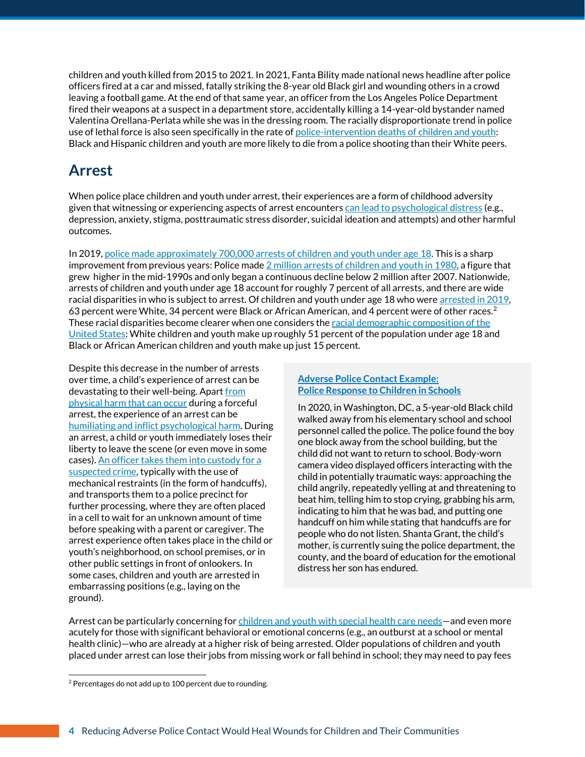children and youth killed from 2015 to 2021. In 2021, Fanta Bility made national news headline after police officers fired at a car and missed, fatally striking the 8-year old Black girl and wounding others in a crowd leaving a football game. At the end of that same year, an officer from the Los Angeles Police Department fired their weapons at a suspect in a department store, accidentally killing a 14-year-old bystander named Valentina Orellana-Perlata while she was in the dressing room. The racially disproportionate trend in police use of lethal force is also seen specifically in the rate of police-intervention deaths of children and youth: Black and Hispanic children and youth are more likely to die from a police shooting than their White peers.

## Arrest

When police place children and youth under arrest, their experiences are a form of childhood adversity given that witnessing or experiencing aspects of arrest encounters can lead to psychological distress (e.g., depression, anxiety, stigma, posttraumatic stress disorder, suicidal ideation and attempts) and other harmful outcomes.

In 2019, police made approximately 700,000 arrests of children and youth under age 18. This is a sharp improvement from previous years: Police made 2 million arrests of children and youth in 1980, a figure that grew higher in the mid-1990s and only began a continuous decline below 2 million after 2007. Nationwide, arrests of children and youth under age 18 account for roughly 7 percent of all arrests, and there are wide racial disparities in who is subject to arrest. Of children and youth under age 18 who were arrested in 2019, 63 percent were White, 34 percent were Black or African American, and 4 percent were of other races.[2] These racial disparities become clearer when one considers the racial demographic composition of the United States: White children and youth make up roughly 51 percent of the population under age 18 and Black or African American children and youth make up just 15 percent.

Despite this decrease in the number of arrests over time, a child's experience of arrest can be devastating to their well-being. Apart from physical harm that can occur during a forceful arrest, the experience of an arrest can be humiliating and inflict psychological harm. During an arrest, a child or youth immediately loses their liberty to leave the scene (or even move in some cases). An officer takes them into custody for a suspected crime, typically with the use of mechanical restraints (in the form of handcuffs), and transports them to a police precinct for further processing, where they are often placed in a cell to wait for an unknown amount of time before speaking with a parent or caregiver. The arrest experience often takes place in the child or youth's neighborhood, on school premises, or in other public settings in front of onlookers. In some cases, children and youth are arrested in embarrassing positions (e.g., laying on the ground).

**Adverse Police Contact Example:**
**Police Response to Children in Schools**

In 2020, in Washington, DC, a 5-year-old Black child walked away from his elementary school and school personnel called the police. The police found the boy one block away from the school building, but the child did not want to return to school. Body-worn camera video displayed officers interacting with the child in potentially traumatic ways: approaching the child angrily, repeatedly yelling at and threatening to beat him, telling him to stop crying, grabbing his arm, indicating to him that he was bad, and putting one handcuff on him while stating that handcuffs are for people who do not listen. Shanta Grant, the child's mother, is currently suing the police department, the county, and the board of education for the emotional distress her son has endured.

Arrest can be particularly concerning for children and youth with special health care needs—and even more acutely for those with significant behavioral or emotional concerns (e.g., an outburst at a school or mental health clinic)—who are already at a higher risk of being arrested. Older populations of children and youth placed under arrest can lose their jobs from missing work or fall behind in school; they may need to pay fees

[2] Percentages do not add up to 100 percent due to rounding.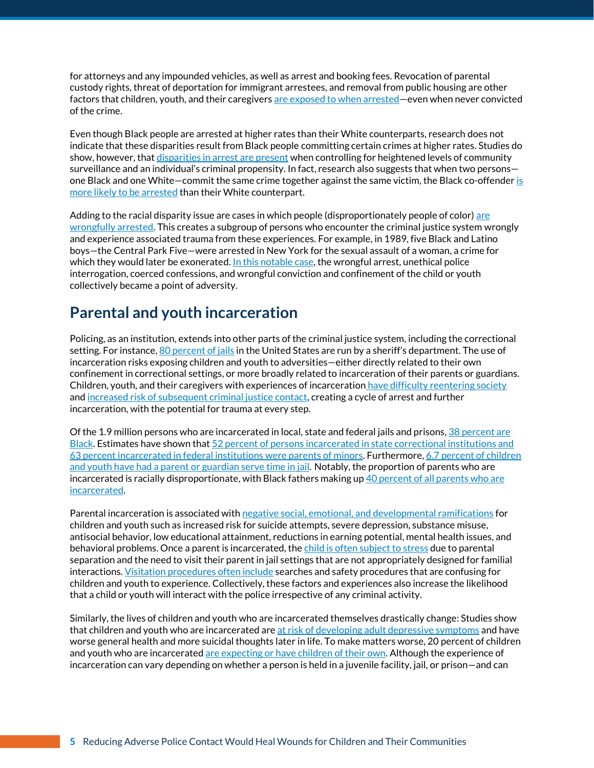for attorneys and any impounded vehicles, as well as arrest and booking fees. Revocation of parental custody rights, threat of deportation for immigrant arrestees, and removal from public housing are other factors that children, youth, and their caregivers are exposed to when arrested—even when never convicted of the crime.

Even though Black people are arrested at higher rates than their White counterparts, research does not indicate that these disparities result from Black people committing certain crimes at higher rates. Studies do show, however, that disparities in arrest are present when controlling for heightened levels of community surveillance and an individual's criminal propensity. In fact, research also suggests that when two persons—one Black and one White—commit the same crime together against the same victim, the Black co-offender is more likely to be arrested than their White counterpart.

Adding to the racial disparity issue are cases in which people (disproportionately people of color) are wrongfully arrested. This creates a subgroup of persons who encounter the criminal justice system wrongly and experience associated trauma from these experiences. For example, in 1989, five Black and Latino boys—the Central Park Five—were arrested in New York for the sexual assault of a woman, a crime for which they would later be exonerated. In this notable case, the wrongful arrest, unethical police interrogation, coerced confessions, and wrongful conviction and confinement of the child or youth collectively became a point of adversity.

## Parental and youth incarceration

Policing, as an institution, extends into other parts of the criminal justice system, including the correctional setting. For instance, 80 percent of jails in the United States are run by a sheriff's department. The use of incarceration risks exposing children and youth to adversities—either directly related to their own confinement in correctional settings, or more broadly related to incarceration of their parents or guardians. Children, youth, and their caregivers with experiences of incarceration have difficulty reentering society and increased risk of subsequent criminal justice contact, creating a cycle of arrest and further incarceration, with the potential for trauma at every step.

Of the 1.9 million persons who are incarcerated in local, state and federal jails and prisons, 38 percent are Black. Estimates have shown that 52 percent of persons incarcerated in state correctional institutions and 63 percent incarcerated in federal institutions were parents of minors. Furthermore, 6.7 percent of children and youth have had a parent or guardian serve time in jail. Notably, the proportion of parents who are incarcerated is racially disproportionate, with Black fathers making up 40 percent of all parents who are incarcerated.

Parental incarceration is associated with negative social, emotional, and developmental ramifications for children and youth such as increased risk for suicide attempts, severe depression, substance misuse, antisocial behavior, low educational attainment, reductions in earning potential, mental health issues, and behavioral problems. Once a parent is incarcerated, the child is often subject to stress due to parental separation and the need to visit their parent in jail settings that are not appropriately designed for familial interactions. Visitation procedures often include searches and safety procedures that are confusing for children and youth to experience. Collectively, these factors and experiences also increase the likelihood that a child or youth will interact with the police irrespective of any criminal activity.

Similarly, the lives of children and youth who are incarcerated themselves drastically change: Studies show that children and youth who are incarcerated are at risk of developing adult depressive symptoms and have worse general health and more suicidal thoughts later in life. To make matters worse, 20 percent of children and youth who are incarcerated are expecting or have children of their own. Although the experience of incarceration can vary depending on whether a person is held in a juvenile facility, jail, or prison—and can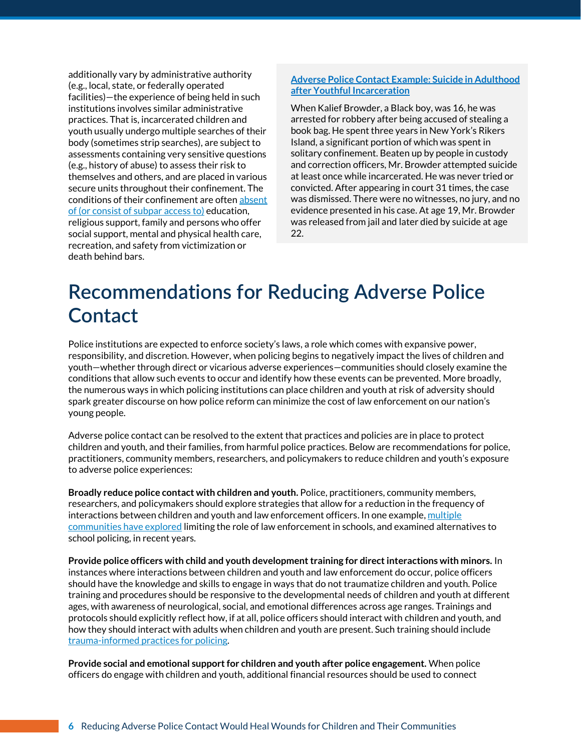additionally vary by administrative authority (e.g., local, state, or federally operated facilities)—the experience of being held in such institutions involves similar administrative practices. That is, incarcerated children and youth usually undergo multiple searches of their body (sometimes strip searches), are subject to assessments containing very sensitive questions (e.g., history of abuse) to assess their risk to themselves and others, and are placed in various secure units throughout their confinement. The conditions of their confinement are often absent of (or consist of subpar access to) education, religious support, family and persons who offer social support, mental and physical health care, recreation, and safety from victimization or death behind bars.

**Adverse Police Contact Example: Suicide in Adulthood after Youthful Incarceration**

When Kalief Browder, a Black boy, was 16, he was arrested for robbery after being accused of stealing a book bag. He spent three years in New York's Rikers Island, a significant portion of which was spent in solitary confinement. Beaten up by people in custody and correction officers, Mr. Browder attempted suicide at least once while incarcerated. He was never tried or convicted. After appearing in court 31 times, the case was dismissed. There were no witnesses, no jury, and no evidence presented in his case. At age 19, Mr. Browder was released from jail and later died by suicide at age 22.

# Recommendations for Reducing Adverse Police Contact

Police institutions are expected to enforce society's laws, a role which comes with expansive power, responsibility, and discretion. However, when policing begins to negatively impact the lives of children and youth—whether through direct or vicarious adverse experiences—communities should closely examine the conditions that allow such events to occur and identify how these events can be prevented. More broadly, the numerous ways in which policing institutions can place children and youth at risk of adversity should spark greater discourse on how police reform can minimize the cost of law enforcement on our nation's young people.

Adverse police contact can be resolved to the extent that practices and policies are in place to protect children and youth, and their families, from harmful police practices. Below are recommendations for police, practitioners, community members, researchers, and policymakers to reduce children and youth's exposure to adverse police experiences:

**Broadly reduce police contact with children and youth.** Police, practitioners, community members, researchers, and policymakers should explore strategies that allow for a reduction in the frequency of interactions between children and youth and law enforcement officers. In one example, multiple communities have explored limiting the role of law enforcement in schools, and examined alternatives to school policing, in recent years.

**Provide police officers with child and youth development training for direct interactions with minors.** In instances where interactions between children and youth and law enforcement do occur, police officers should have the knowledge and skills to engage in ways that do not traumatize children and youth. Police training and procedures should be responsive to the developmental needs of children and youth at different ages, with awareness of neurological, social, and emotional differences across age ranges. Trainings and protocols should explicitly reflect how, if at all, police officers should interact with children and youth, and how they should interact with adults when children and youth are present. Such training should include trauma-informed practices for policing.

**Provide social and emotional support for children and youth after police engagement.** When police officers do engage with children and youth, additional financial resources should be used to connect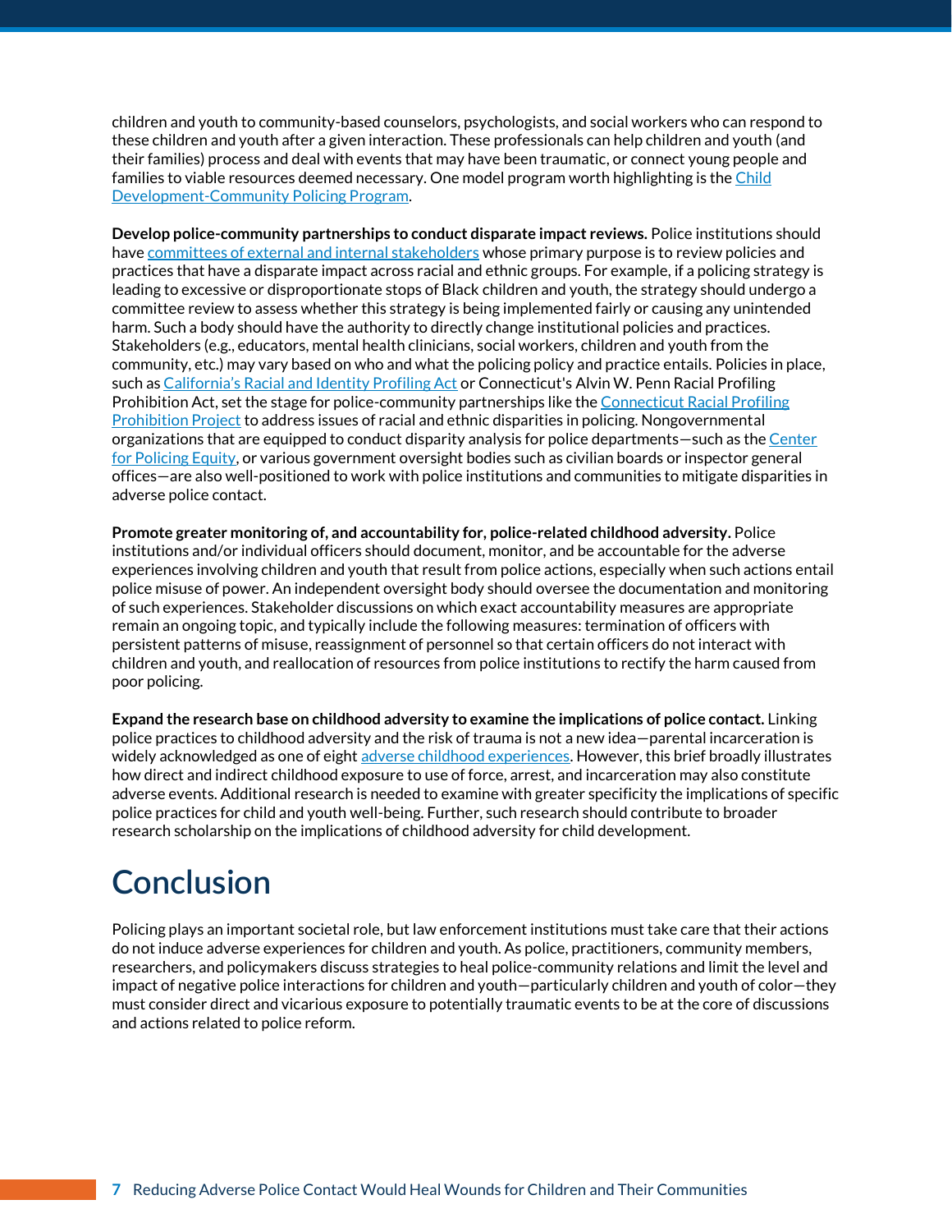children and youth to community-based counselors, psychologists, and social workers who can respond to these children and youth after a given interaction. These professionals can help children and youth (and their families) process and deal with events that may have been traumatic, or connect young people and families to viable resources deemed necessary. One model program worth highlighting is the Child Development-Community Policing Program.

**Develop police-community partnerships to conduct disparate impact reviews.** Police institutions should have committees of external and internal stakeholders whose primary purpose is to review policies and practices that have a disparate impact across racial and ethnic groups. For example, if a policing strategy is leading to excessive or disproportionate stops of Black children and youth, the strategy should undergo a committee review to assess whether this strategy is being implemented fairly or causing any unintended harm. Such a body should have the authority to directly change institutional policies and practices. Stakeholders (e.g., educators, mental health clinicians, social workers, children and youth from the community, etc.) may vary based on who and what the policing policy and practice entails. Policies in place, such as California's Racial and Identity Profiling Act or Connecticut's Alvin W. Penn Racial Profiling Prohibition Act, set the stage for police-community partnerships like the Connecticut Racial Profiling Prohibition Project to address issues of racial and ethnic disparities in policing. Nongovernmental organizations that are equipped to conduct disparity analysis for police departments—such as the Center for Policing Equity, or various government oversight bodies such as civilian boards or inspector general offices—are also well-positioned to work with police institutions and communities to mitigate disparities in adverse police contact.

**Promote greater monitoring of, and accountability for, police-related childhood adversity.** Police institutions and/or individual officers should document, monitor, and be accountable for the adverse experiences involving children and youth that result from police actions, especially when such actions entail police misuse of power. An independent oversight body should oversee the documentation and monitoring of such experiences. Stakeholder discussions on which exact accountability measures are appropriate remain an ongoing topic, and typically include the following measures: termination of officers with persistent patterns of misuse, reassignment of personnel so that certain officers do not interact with children and youth, and reallocation of resources from police institutions to rectify the harm caused from poor policing.

**Expand the research base on childhood adversity to examine the implications of police contact.** Linking police practices to childhood adversity and the risk of trauma is not a new idea—parental incarceration is widely acknowledged as one of eight adverse childhood experiences. However, this brief broadly illustrates how direct and indirect childhood exposure to use of force, arrest, and incarceration may also constitute adverse events. Additional research is needed to examine with greater specificity the implications of specific police practices for child and youth well-being. Further, such research should contribute to broader research scholarship on the implications of childhood adversity for child development.

# Conclusion

Policing plays an important societal role, but law enforcement institutions must take care that their actions do not induce adverse experiences for children and youth. As police, practitioners, community members, researchers, and policymakers discuss strategies to heal police-community relations and limit the level and impact of negative police interactions for children and youth—particularly children and youth of color—they must consider direct and vicarious exposure to potentially traumatic events to be at the core of discussions and actions related to police reform.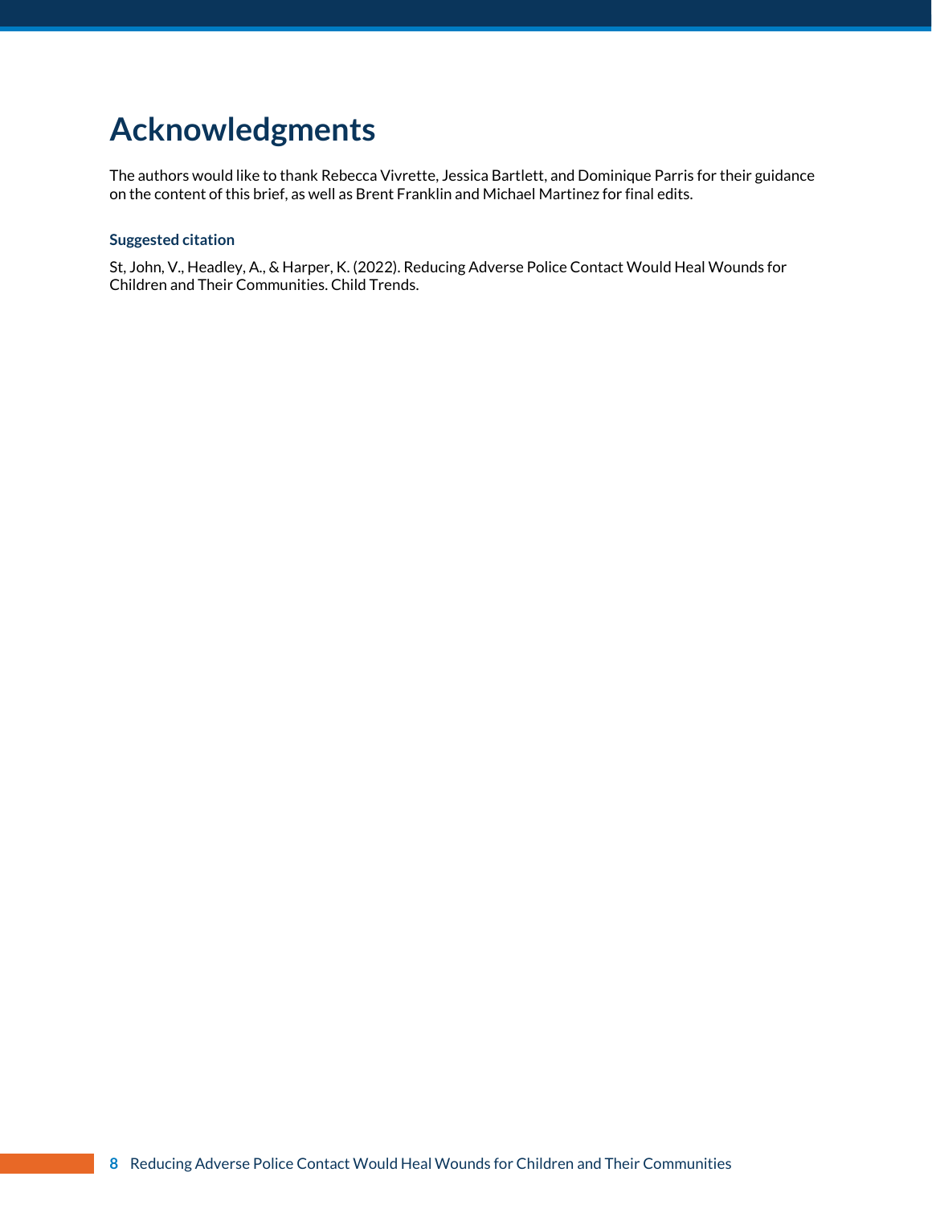# Acknowledgments

The authors would like to thank Rebecca Vivrette, Jessica Bartlett, and Dominique Parris for their guidance on the content of this brief, as well as Brent Franklin and Michael Martinez for final edits.

### Suggested citation

St, John, V., Headley, A., & Harper, K. (2022). Reducing Adverse Police Contact Would Heal Wounds for Children and Their Communities. Child Trends.